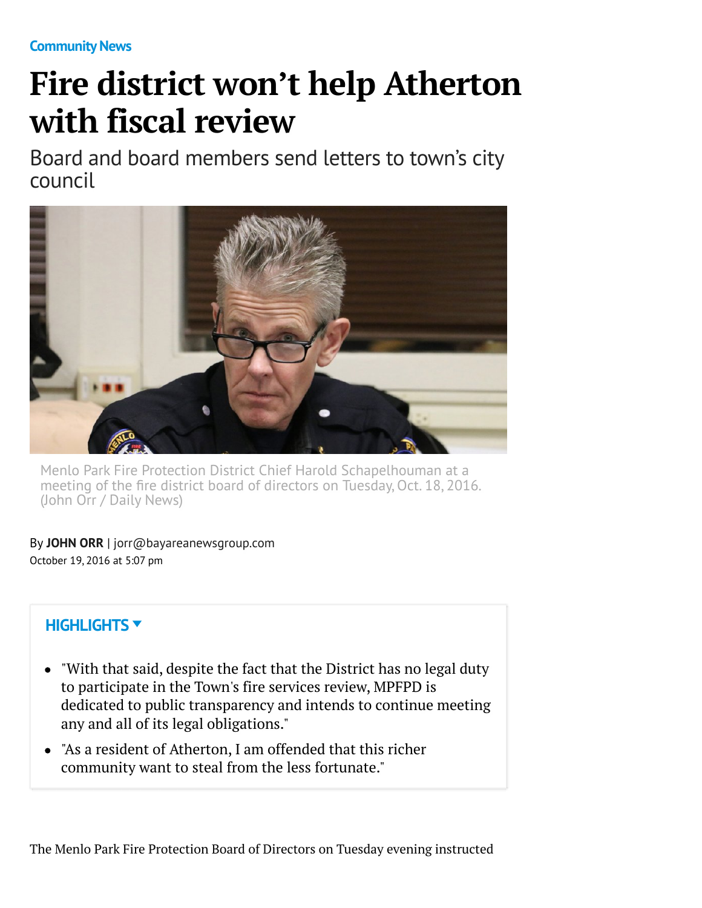Community News

# Fire district won't help Atherton with fiscal review

## Board and board members send letters to town's city council

Menlo Park Fire Protection District Chief Harold Schapelhouman at a meeting of the fire district board of directors on Tuesday, Oct. 18, 2016. (John Orr / Daily News)

By **JOHN ORR** | jorr@bayareanewsgroup.com
October 19, 2016 at 5:07 pm

**HIGHLIGHTS**

- "With that said, despite the fact that the District has no legal duty to participate in the Town's fire services review, MPFPD is dedicated to public transparency and intends to continue meeting any and all of its legal obligations."
- "As a resident of Atherton, I am offended that this richer community want to steal from the less fortunate."

The Menlo Park Fire Protection Board of Directors on Tuesday evening instructed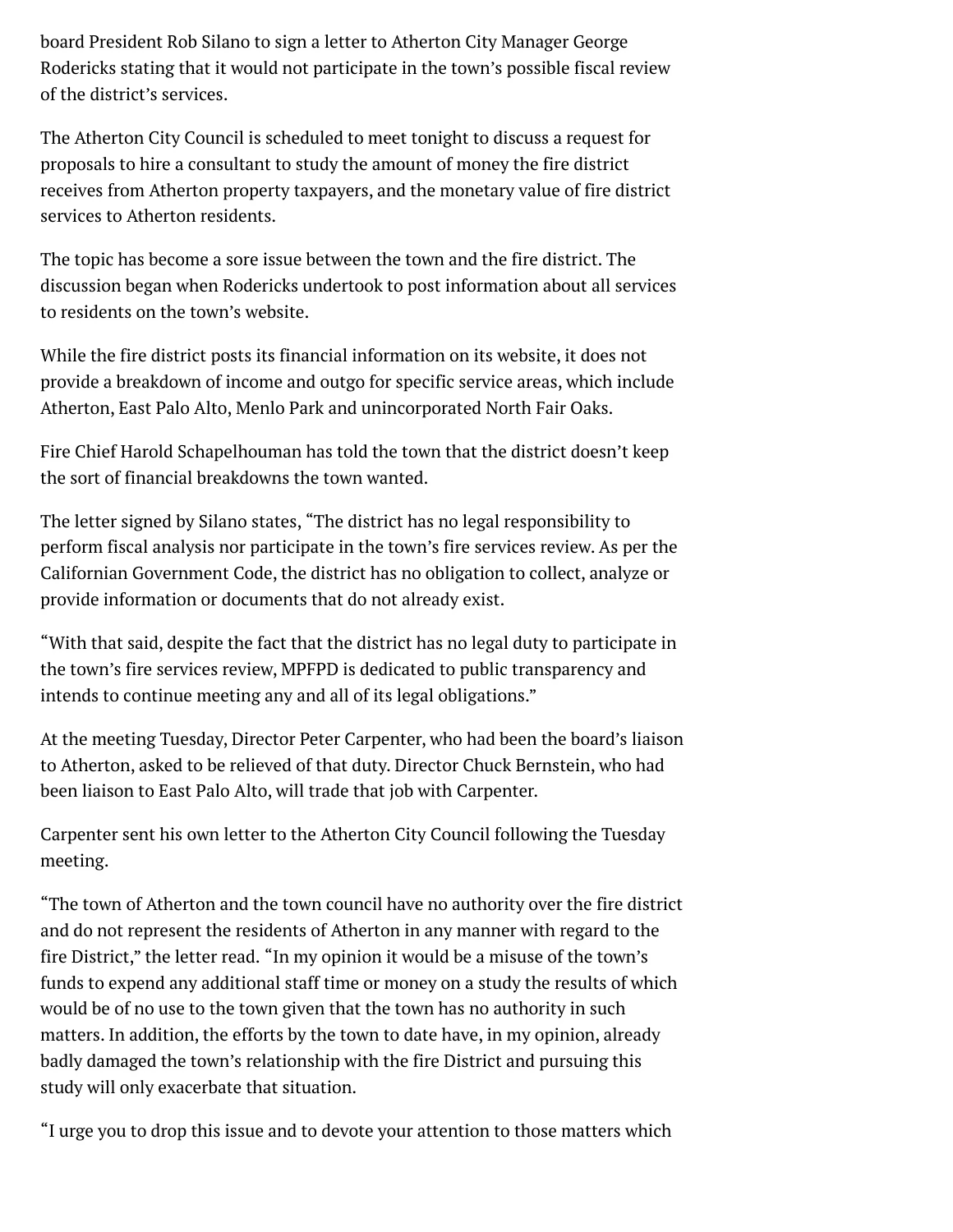board President Rob Silano to sign a letter to Atherton City Manager George Rodericks stating that it would not participate in the town's possible fiscal review of the district's services.

The Atherton City Council is scheduled to meet tonight to discuss a request for proposals to hire a consultant to study the amount of money the fire district receives from Atherton property taxpayers, and the monetary value of fire district services to Atherton residents.

The topic has become a sore issue between the town and the fire district. The discussion began when Rodericks undertook to post information about all services to residents on the town's website.

While the fire district posts its financial information on its website, it does not provide a breakdown of income and outgo for specific service areas, which include Atherton, East Palo Alto, Menlo Park and unincorporated North Fair Oaks.

Fire Chief Harold Schapelhouman has told the town that the district doesn't keep the sort of financial breakdowns the town wanted.

The letter signed by Silano states, "The district has no legal responsibility to perform fiscal analysis nor participate in the town's fire services review. As per the Californian Government Code, the district has no obligation to collect, analyze or provide information or documents that do not already exist.

"With that said, despite the fact that the district has no legal duty to participate in the town's fire services review, MPFPD is dedicated to public transparency and intends to continue meeting any and all of its legal obligations."

At the meeting Tuesday, Director Peter Carpenter, who had been the board's liaison to Atherton, asked to be relieved of that duty. Director Chuck Bernstein, who had been liaison to East Palo Alto, will trade that job with Carpenter.

Carpenter sent his own letter to the Atherton City Council following the Tuesday meeting.

"The town of Atherton and the town council have no authority over the fire district and do not represent the residents of Atherton in any manner with regard to the fire District," the letter read. "In my opinion it would be a misuse of the town's funds to expend any additional staff time or money on a study the results of which would be of no use to the town given that the town has no authority in such matters. In addition, the efforts by the town to date have, in my opinion, already badly damaged the town's relationship with the fire District and pursuing this study will only exacerbate that situation.

"I urge you to drop this issue and to devote your attention to those matters which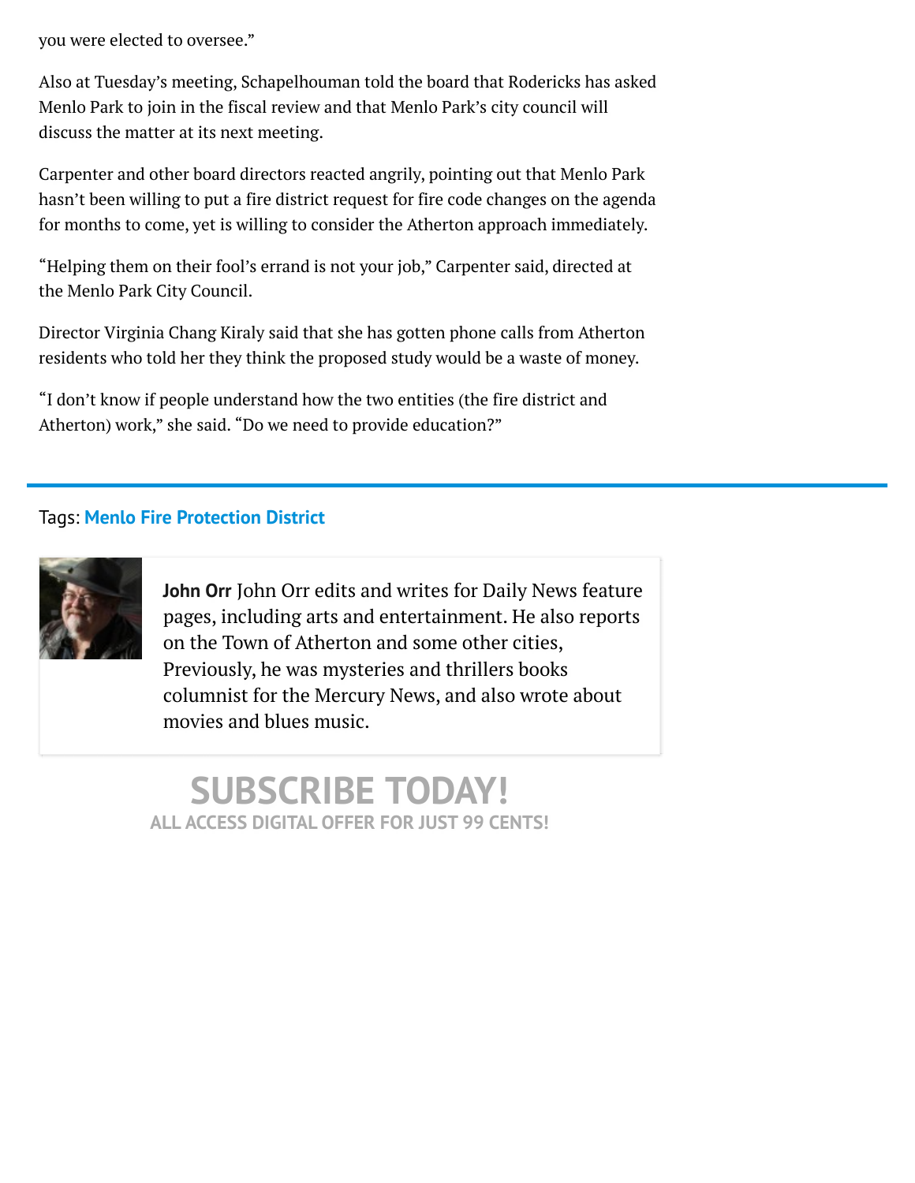you were elected to oversee."

Also at Tuesday's meeting, Schapelhouman told the board that Rodericks has asked Menlo Park to join in the fiscal review and that Menlo Park's city council will discuss the matter at its next meeting.

Carpenter and other board directors reacted angrily, pointing out that Menlo Park hasn't been willing to put a fire district request for fire code changes on the agenda for months to come, yet is willing to consider the Atherton approach immediately.

"Helping them on their fool's errand is not your job," Carpenter said, directed at the Menlo Park City Council.

Director Virginia Chang Kiraly said that she has gotten phone calls from Atherton residents who told her they think the proposed study would be a waste of money.

"I don't know if people understand how the two entities (the fire district and Atherton) work," she said. "Do we need to provide education?"

---

Tags: **Menlo Fire Protection District**

**John Orr** John Orr edits and writes for Daily News feature pages, including arts and entertainment. He also reports on the Town of Atherton and some other cities, Previously, he was mysteries and thrillers books columnist for the Mercury News, and also wrote about movies and blues music.

**SUBSCRIBE TODAY!**
**ALL ACCESS DIGITAL OFFER FOR JUST 99 CENTS!**